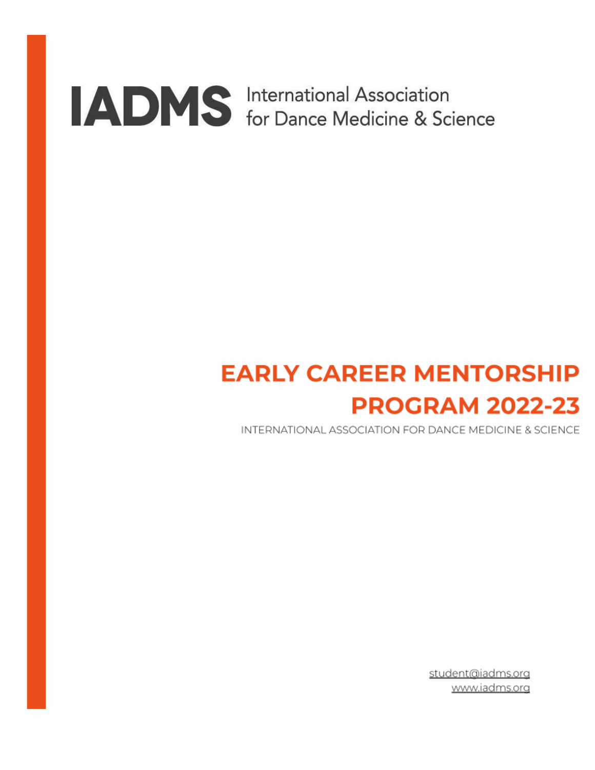**IADMS** International Association for Dance Medicine & Science

# EARLY CAREER MENTORSHIP PROGRAM 2022-23

INTERNATIONAL ASSOCIATION FOR DANCE MEDICINE & SCIENCE

student@iadms.org
www.iadms.org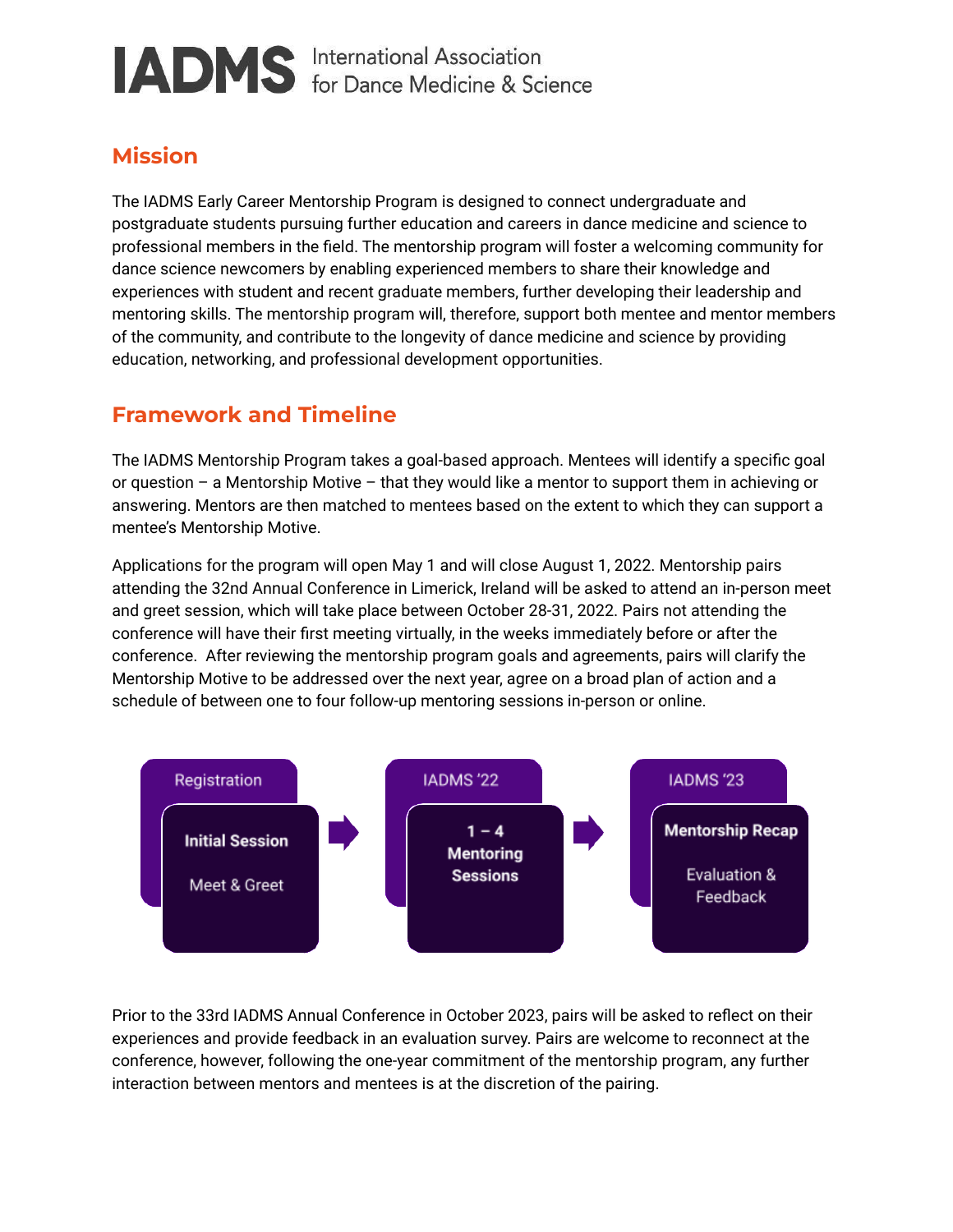# IADMS International Association for Dance Medicine & Science

## Mission

The IADMS Early Career Mentorship Program is designed to connect undergraduate and postgraduate students pursuing further education and careers in dance medicine and science to professional members in the field. The mentorship program will foster a welcoming community for dance science newcomers by enabling experienced members to share their knowledge and experiences with student and recent graduate members, further developing their leadership and mentoring skills. The mentorship program will, therefore, support both mentee and mentor members of the community, and contribute to the longevity of dance medicine and science by providing education, networking, and professional development opportunities.

## Framework and Timeline

The IADMS Mentorship Program takes a goal-based approach. Mentees will identify a specific goal or question – a Mentorship Motive – that they would like a mentor to support them in achieving or answering. Mentors are then matched to mentees based on the extent to which they can support a mentee's Mentorship Motive.

Applications for the program will open May 1 and will close August 1, 2022. Mentorship pairs attending the 32nd Annual Conference in Limerick, Ireland will be asked to attend an in-person meet and greet session, which will take place between October 28-31, 2022. Pairs not attending the conference will have their first meeting virtually, in the weeks immediately before or after the conference. After reviewing the mentorship program goals and agreements, pairs will clarify the Mentorship Motive to be addressed over the next year, agree on a broad plan of action and a schedule of between one to four follow-up mentoring sessions in-person or online.

**Registration** — **Initial Session**: Meet & Greet → **IADMS '22** — **1 – 4 Mentoring Sessions** → **IADMS '23** — **Mentorship Recap**: Evaluation & Feedback

Prior to the 33rd IADMS Annual Conference in October 2023, pairs will be asked to reflect on their experiences and provide feedback in an evaluation survey. Pairs are welcome to reconnect at the conference, however, following the one-year commitment of the mentorship program, any further interaction between mentors and mentees is at the discretion of the pairing.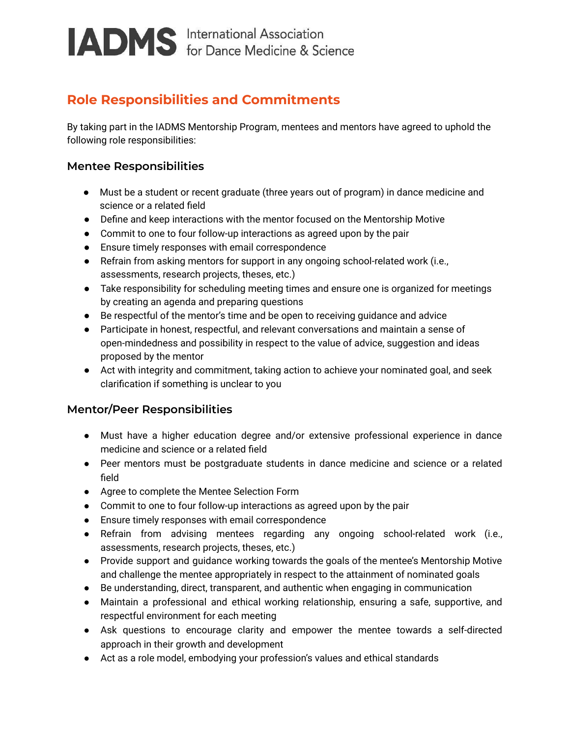## Role Responsibilities and Commitments

By taking part in the IADMS Mentorship Program, mentees and mentors have agreed to uphold the following role responsibilities:

### Mentee Responsibilities

- Must be a student or recent graduate (three years out of program) in dance medicine and science or a related field
- Define and keep interactions with the mentor focused on the Mentorship Motive
- Commit to one to four follow-up interactions as agreed upon by the pair
- Ensure timely responses with email correspondence
- Refrain from asking mentors for support in any ongoing school-related work (i.e., assessments, research projects, theses, etc.)
- Take responsibility for scheduling meeting times and ensure one is organized for meetings by creating an agenda and preparing questions
- Be respectful of the mentor's time and be open to receiving guidance and advice
- Participate in honest, respectful, and relevant conversations and maintain a sense of open-mindedness and possibility in respect to the value of advice, suggestion and ideas proposed by the mentor
- Act with integrity and commitment, taking action to achieve your nominated goal, and seek clarification if something is unclear to you

### Mentor/Peer Responsibilities

- Must have a higher education degree and/or extensive professional experience in dance medicine and science or a related field
- Peer mentors must be postgraduate students in dance medicine and science or a related field
- Agree to complete the Mentee Selection Form
- Commit to one to four follow-up interactions as agreed upon by the pair
- Ensure timely responses with email correspondence
- Refrain from advising mentees regarding any ongoing school-related work (i.e., assessments, research projects, theses, etc.)
- Provide support and guidance working towards the goals of the mentee's Mentorship Motive and challenge the mentee appropriately in respect to the attainment of nominated goals
- Be understanding, direct, transparent, and authentic when engaging in communication
- Maintain a professional and ethical working relationship, ensuring a safe, supportive, and respectful environment for each meeting
- Ask questions to encourage clarity and empower the mentee towards a self-directed approach in their growth and development
- Act as a role model, embodying your profession's values and ethical standards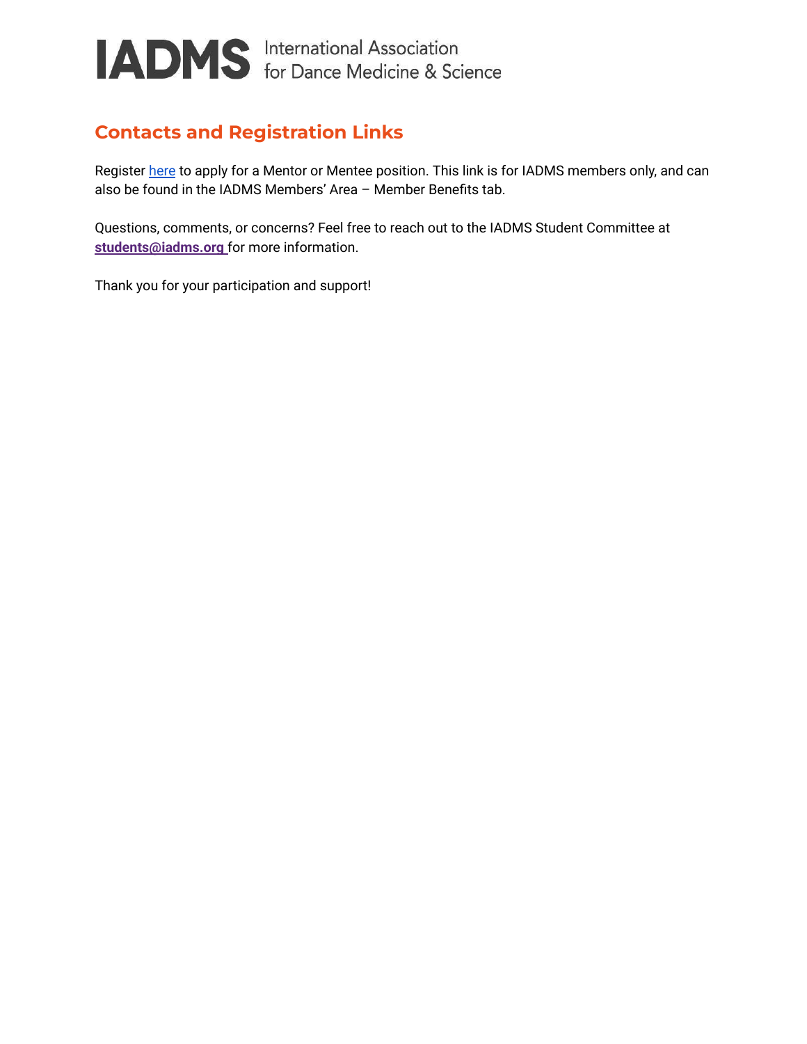## Contacts and Registration Links

Register here to apply for a Mentor or Mentee position. This link is for IADMS members only, and can also be found in the IADMS Members' Area – Member Benefits tab.

Questions, comments, or concerns? Feel free to reach out to the IADMS Student Committee at **students@iadms.org** for more information.

Thank you for your participation and support!